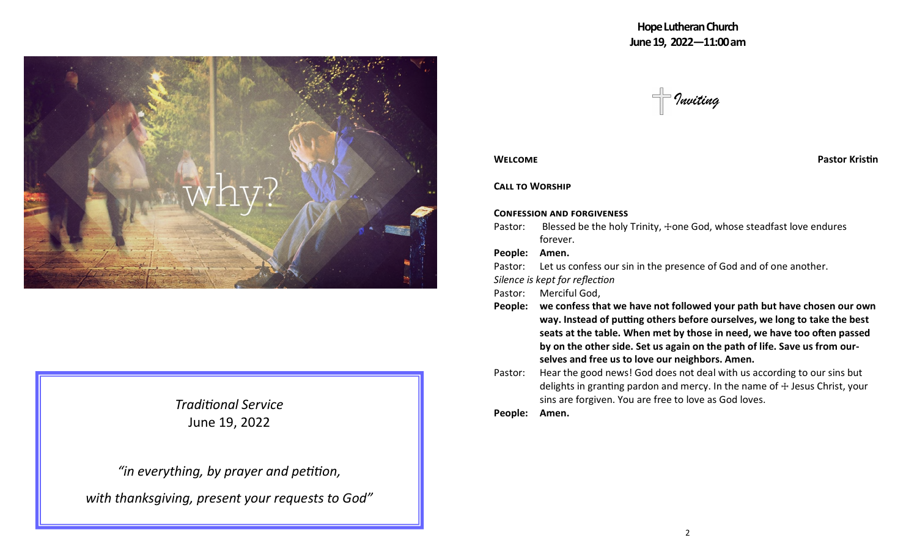*Traditional Service*
June 19, 2022

*"in everything, by prayer and petition,*

*with thanksgiving, present your requests to God"*

**Hope Lutheran Church**
**June 19, 2022—11:00 am**

## ✝ *Inviting*

**Welcome** **Pastor Kristin**

**Call to Worship**

**Confession and forgiveness**

Pastor: Blessed be the holy Trinity, ☩one God, whose steadfast love endures forever.

**People: Amen.**

Pastor: Let us confess our sin in the presence of God and of one another.

*Silence is kept for reflection*

Pastor: Merciful God,

**People: we confess that we have not followed your path but have chosen our own way. Instead of putting others before ourselves, we long to take the best seats at the table. When met by those in need, we have too often passed by on the other side. Set us again on the path of life. Save us from ourselves and free us to love our neighbors. Amen.**

Pastor: Hear the good news! God does not deal with us according to our sins but delights in granting pardon and mercy. In the name of ☩ Jesus Christ, your sins are forgiven. You are free to love as God loves.

**People: Amen.**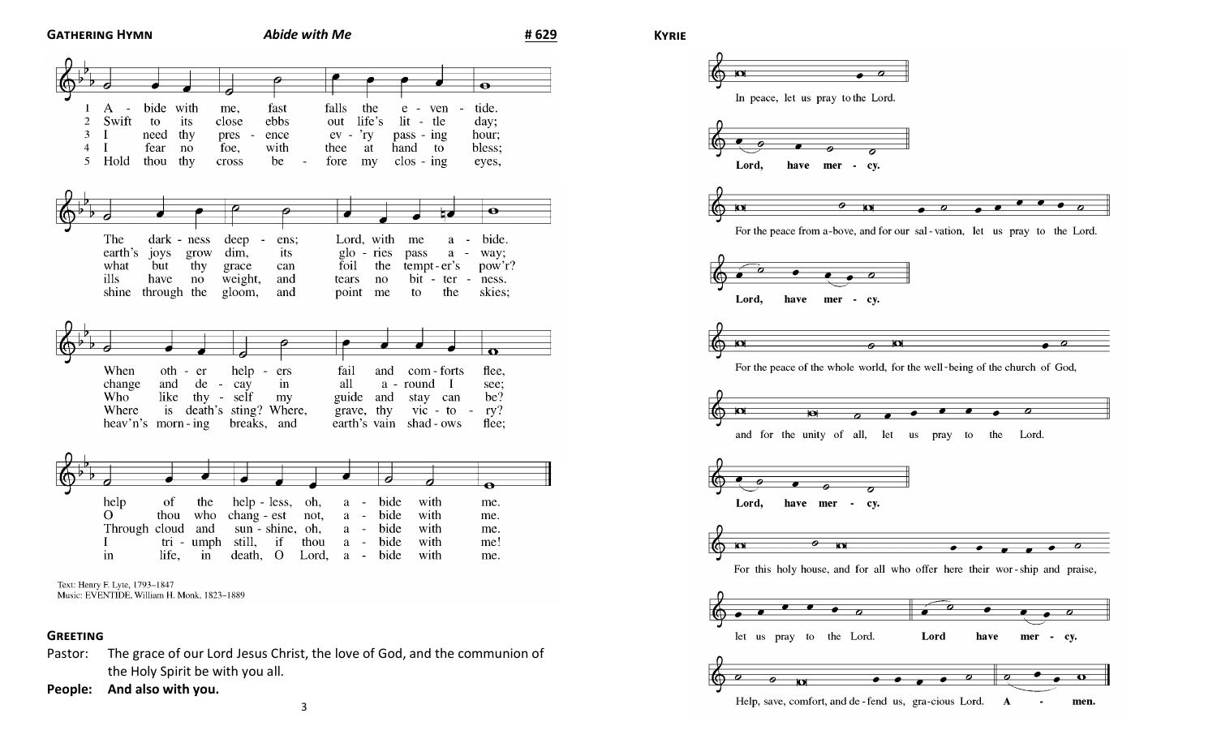**GATHERING HYMN** *Abide with Me* **# 629**

1 Abide with me, fast falls the eventide. The darkness deepens; Lord, with me abide. When other helpers fail and comforts flee, help of the helpless, oh, abide with me.

2 Swift to its close ebbs out life's little day; earth's joys grow dim, its glories pass away; change and decay in all around I see; O thou who changest not, abide with me.

3 I need thy presence ev'ry passing hour; what but thy grace can foil the tempter's pow'r? Who like thyself my guide and stay can be? Through cloud and sunshine, oh, abide with me.

4 I fear no foe, with thee at hand to bless; ills have no weight, and tears no bitterness. Where is death's sting? Where, grave, thy victory? I triumph still, if thou abide with me!

5 Hold thou thy cross before my closing eyes, shine through the gloom, and point me to the skies; heav'n's morning breaks, and earth's vain shadows flee; in life, in death, O Lord, abide with me.

Text: Henry F. Lyte, 1793–1847
Music: EVENTIDE, William H. Monk, 1823–1889

**GREETING**

Pastor: The grace of our Lord Jesus Christ, the love of God, and the communion of the Holy Spirit be with you all.

**People: And also with you.**

**KYRIE**

In peace, let us pray to the Lord.

**Lord, have mercy.**

For the peace from above, and for our salvation, let us pray to the Lord.

**Lord, have mercy.**

For the peace of the whole world, for the well-being of the church of God, and for the unity of all, let us pray to the Lord.

**Lord, have mercy.**

For this holy house, and for all who offer here their worship and praise, let us pray to the Lord. **Lord have mercy.**

Help, save, comfort, and defend us, gracious Lord. **Amen.**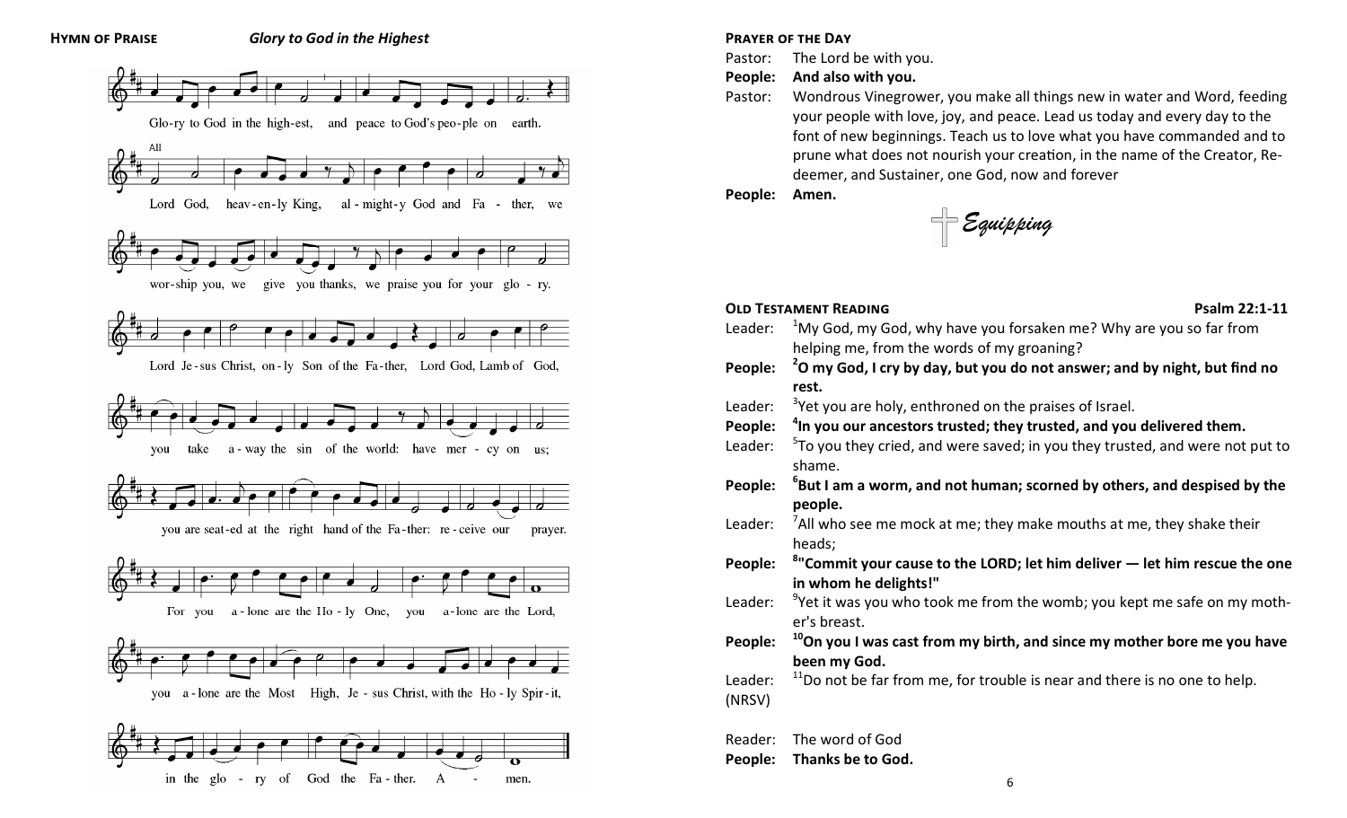**HYMN OF PRAISE** ***Glory to God in the Highest***

Glo-ry to God in the high-est, and peace to God's peo-ple on earth.

All

Lord God, heav-en-ly King, al-might-y God and Fa-ther, we wor-ship you, we give you thanks, we praise you for your glo-ry.

Lord Je-sus Christ, on-ly Son of the Fa-ther, Lord God, Lamb of God, you take a-way the sin of the world: have mer-cy on us; you are seat-ed at the right hand of the Fa-ther: re-ceive our prayer.

For you a-lone are the Ho-ly One, you a-lone are the Lord, you a-lone are the Most High, Je-sus Christ, with the Ho-ly Spir-it, in the glo-ry of God the Fa-ther. A-men.

**PRAYER OF THE DAY**

Pastor: The Lord be with you.

**People: And also with you.**

Pastor: Wondrous Vinegrower, you make all things new in water and Word, feeding your people with love, joy, and peace. Lead us today and every day to the font of new beginnings. Teach us to love what you have commanded and to prune what does not nourish your creation, in the name of the Creator, Redeemer, and Sustainer, one God, now and forever

**People: Amen.**

## *Equipping*

**OLD TESTAMENT READING** **Psalm 22:1-11**

Leader: [1]My God, my God, why have you forsaken me? Why are you so far from helping me, from the words of my groaning?

**People: [2]O my God, I cry by day, but you do not answer; and by night, but find no rest.**

Leader: [3]Yet you are holy, enthroned on the praises of Israel.

**People: [4]In you our ancestors trusted; they trusted, and you delivered them.**

Leader: [5]To you they cried, and were saved; in you they trusted, and were not put to shame.

**People: [6]But I am a worm, and not human; scorned by others, and despised by the people.**

Leader: [7]All who see me mock at me; they make mouths at me, they shake their heads;

**People: [8]"Commit your cause to the LORD; let him deliver — let him rescue the one in whom he delights!"**

Leader: [9]Yet it was you who took me from the womb; you kept me safe on my mother's breast.

**People: [10]On you I was cast from my birth, and since my mother bore me you have been my God.**

Leader: [11]Do not be far from me, for trouble is near and there is no one to help.

(NRSV)

Reader: The word of God

**People: Thanks be to God.**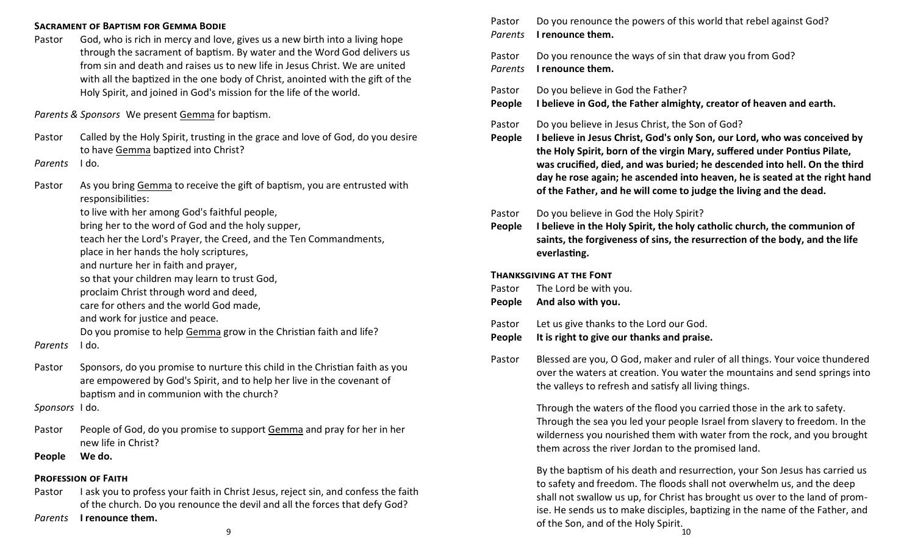### Sacrament of Baptism for Gemma Bodie

Pastor God, who is rich in mercy and love, gives us a new birth into a living hope through the sacrament of baptism. By water and the Word God delivers us from sin and death and raises us to new life in Jesus Christ. We are united with all the baptized in the one body of Christ, anointed with the gift of the Holy Spirit, and joined in God's mission for the life of the world.

*Parents & Sponsors* We present Gemma for baptism.

Pastor Called by the Holy Spirit, trusting in the grace and love of God, do you desire to have Gemma baptized into Christ?

*Parents* I do.

Pastor As you bring Gemma to receive the gift of baptism, you are entrusted with responsibilities:
to live with her among God's faithful people,
bring her to the word of God and the holy supper,
teach her the Lord's Prayer, the Creed, and the Ten Commandments,
place in her hands the holy scriptures,
and nurture her in faith and prayer,
so that your children may learn to trust God,
proclaim Christ through word and deed,
care for others and the world God made,
and work for justice and peace.
Do you promise to help Gemma grow in the Christian faith and life?

*Parents* I do.

Pastor Sponsors, do you promise to nurture this child in the Christian faith as you are empowered by God's Spirit, and to help her live in the covenant of baptism and in communion with the church?

*Sponsors* I do.

Pastor People of God, do you promise to support Gemma and pray for her in her new life in Christ?

**People We do.**

### Profession of Faith

Pastor I ask you to profess your faith in Christ Jesus, reject sin, and confess the faith of the church. Do you renounce the devil and all the forces that defy God?

*Parents* **I renounce them.**

Pastor Do you renounce the powers of this world that rebel against God?

*Parents* **I renounce them.**

Pastor Do you renounce the ways of sin that draw you from God?

*Parents* **I renounce them.**

Pastor Do you believe in God the Father?

**People I believe in God, the Father almighty, creator of heaven and earth.**

Pastor Do you believe in Jesus Christ, the Son of God?

**People I believe in Jesus Christ, God's only Son, our Lord, who was conceived by the Holy Spirit, born of the virgin Mary, suffered under Pontius Pilate, was crucified, died, and was buried; he descended into hell. On the third day he rose again; he ascended into heaven, he is seated at the right hand of the Father, and he will come to judge the living and the dead.**

Pastor Do you believe in God the Holy Spirit?

**People I believe in the Holy Spirit, the holy catholic church, the communion of saints, the forgiveness of sins, the resurrection of the body, and the life everlasting.**

### Thanksgiving at the Font

Pastor The Lord be with you.

**People And also with you.**

Pastor Let us give thanks to the Lord our God.

**People It is right to give our thanks and praise.**

Pastor Blessed are you, O God, maker and ruler of all things. Your voice thundered over the waters at creation. You water the mountains and send springs into the valleys to refresh and satisfy all living things.

Through the waters of the flood you carried those in the ark to safety. Through the sea you led your people Israel from slavery to freedom. In the wilderness you nourished them with water from the rock, and you brought them across the river Jordan to the promised land.

By the baptism of his death and resurrection, your Son Jesus has carried us to safety and freedom. The floods shall not overwhelm us, and the deep shall not swallow us up, for Christ has brought us over to the land of promise. He sends us to make disciples, baptizing in the name of the Father, and of the Son, and of the Holy Spirit.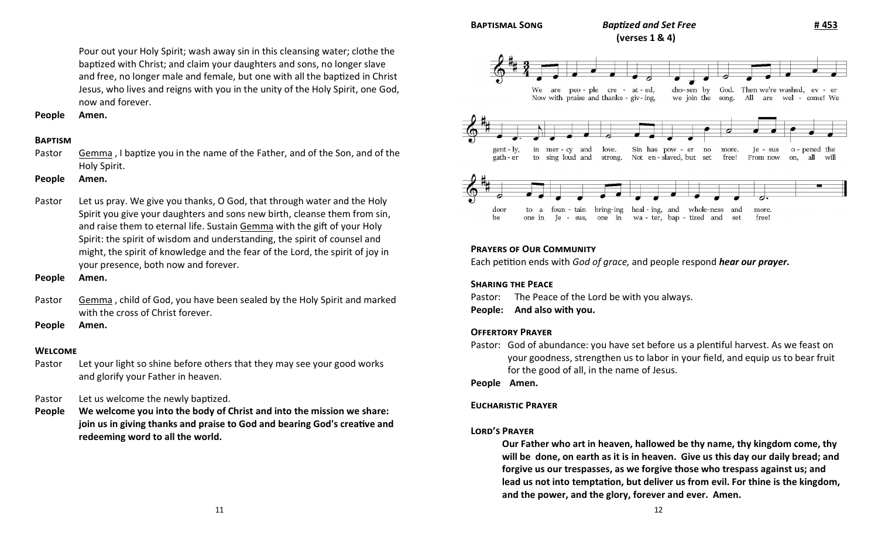Pour out your Holy Spirit; wash away sin in this cleansing water; clothe the baptized with Christ; and claim your daughters and sons, no longer slave and free, no longer male and female, but one with all the baptized in Christ Jesus, who lives and reigns with you in the unity of the Holy Spirit, one God, now and forever.

**People** **Amen.**

### Baptism

Pastor Gemma , I baptize you in the name of the Father, and of the Son, and of the Holy Spirit.

**People** **Amen.**

Pastor Let us pray. We give you thanks, O God, that through water and the Holy Spirit you give your daughters and sons new birth, cleanse them from sin, and raise them to eternal life. Sustain Gemma with the gift of your Holy Spirit: the spirit of wisdom and understanding, the spirit of counsel and might, the spirit of knowledge and the fear of the Lord, the spirit of joy in your presence, both now and forever.

**People** **Amen.**

Pastor Gemma , child of God, you have been sealed by the Holy Spirit and marked with the cross of Christ forever.

**People** **Amen.**

### Welcome

Pastor Let your light so shine before others that they may see your good works and glorify your Father in heaven.

Pastor Let us welcome the newly baptized.

**People** **We welcome you into the body of Christ and into the mission we share: join us in giving thanks and praise to God and bearing God's creative and redeeming word to all the world.**

### Baptismal Song *Baptized and Set Free* **# 453**

**(verses 1 & 4)**

We are people created, chosen by God. Then we're washed, ever gently, in mercy and love. Sin has power no more. Jesus opened the door to a fountain bringing healing, and wholeness and more.

Now with praise and thanksgiving, we join the song. All are welcome! We gather to sing loud and strong. Not enslaved, but set free! From now on, all will be one in Jesus, one in water, baptized and set free!

### Prayers of Our Community

Each petition ends with *God of grace,* and people respond ***hear our prayer.***

### Sharing the Peace

Pastor: The Peace of the Lord be with you always.

**People: And also with you.**

### Offertory Prayer

Pastor: God of abundance: you have set before us a plentiful harvest. As we feast on your goodness, strengthen us to labor in your field, and equip us to bear fruit for the good of all, in the name of Jesus.

**People Amen.**

### Eucharistic Prayer

### Lord's Prayer

**Our Father who art in heaven, hallowed be thy name, thy kingdom come, thy will be done, on earth as it is in heaven. Give us this day our daily bread; and forgive us our trespasses, as we forgive those who trespass against us; and lead us not into temptation, but deliver us from evil. For thine is the kingdom, and the power, and the glory, forever and ever. Amen.**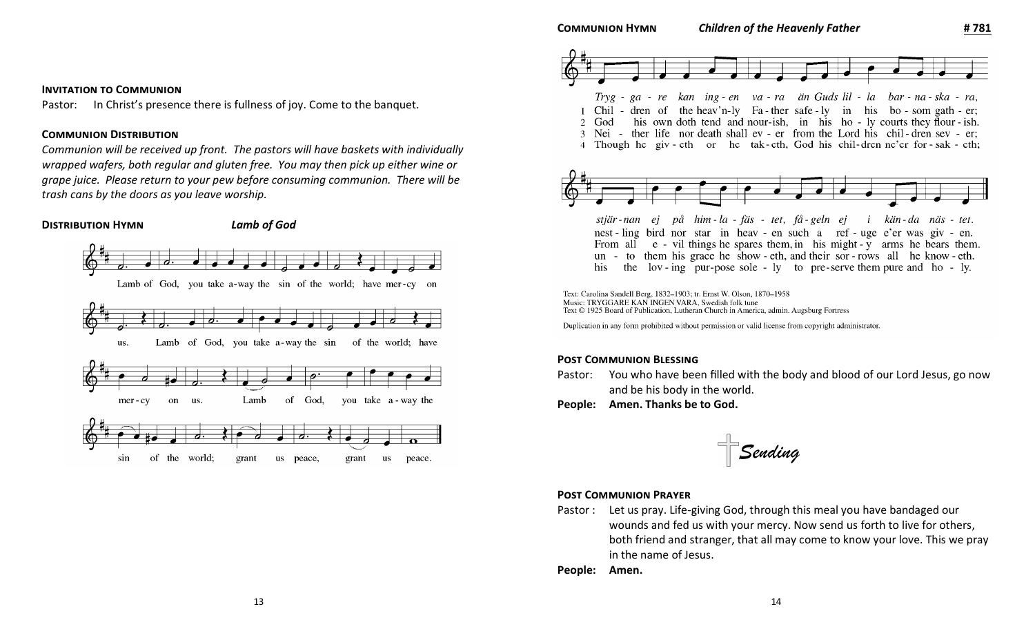**INVITATION TO COMMUNION**

Pastor: In Christ's presence there is fullness of joy. Come to the banquet.

**COMMUNION DISTRIBUTION**

*Communion will be received up front. The pastors will have baskets with individually wrapped wafers, both regular and gluten free. You may then pick up either wine or grape juice. Please return to your pew before consuming communion. There will be trash cans by the doors as you leave worship.*

**DISTRIBUTION HYMN** ***Lamb of God***

Lamb of God, you take a-way the sin of the world; have mer-cy on us. Lamb of God, you take a-way the sin of the world; have mer-cy on us. Lamb of God, you take a-way the sin of the world; grant us peace, grant us peace.

**COMMUNION HYMN** ***Children of the Heavenly Father*** **# 781**

Tryg - ga - re kan ing - en va - ra än Guds lil - la bar - na - ska - ra, stjär - nan ej på him - la - fäs - tet, få - geln ej i kän - da näs - tet.

1 Chil - dren of the heav'n-ly Fa - ther safe - ly in his bo - som gath - er; nest - ling bird nor star in heav - en such a ref - uge e'er was giv - en.

2 God his own doth tend and nour-ish, in his ho - ly courts they flour - ish. From all e - vil things he spares them, in his might - y arms he bears them.

3 Nei - ther life nor death shall ev - er from the Lord his chil - dren sev - er; un - to them his grace he show - eth, and their sor - rows all he know - eth.

4 Though he giv - eth or he tak - eth, God his chil - dren ne'er for - sak - eth; his the lov - ing pur-pose sole - ly to pre-serve them pure and ho - ly.

Text: Carolina Sandell Berg, 1832–1903; tr. Ernst W. Olson, 1870–1958
Music: TRYGGARE KAN INGEN VARA, Swedish folk tune
Text © 1925 Board of Publication, Lutheran Church in America, admin. Augsburg Fortress

Duplication in any form prohibited without permission or valid license from copyright administrator.

**POST COMMUNION BLESSING**

Pastor: You who have been filled with the body and blood of our Lord Jesus, go now and be his body in the world.

**People: Amen. Thanks be to God.**

## *Sending*

**POST COMMUNION PRAYER**

Pastor : Let us pray. Life-giving God, through this meal you have bandaged our wounds and fed us with your mercy. Now send us forth to live for others, both friend and stranger, that all may come to know your love. This we pray in the name of Jesus.

**People: Amen.**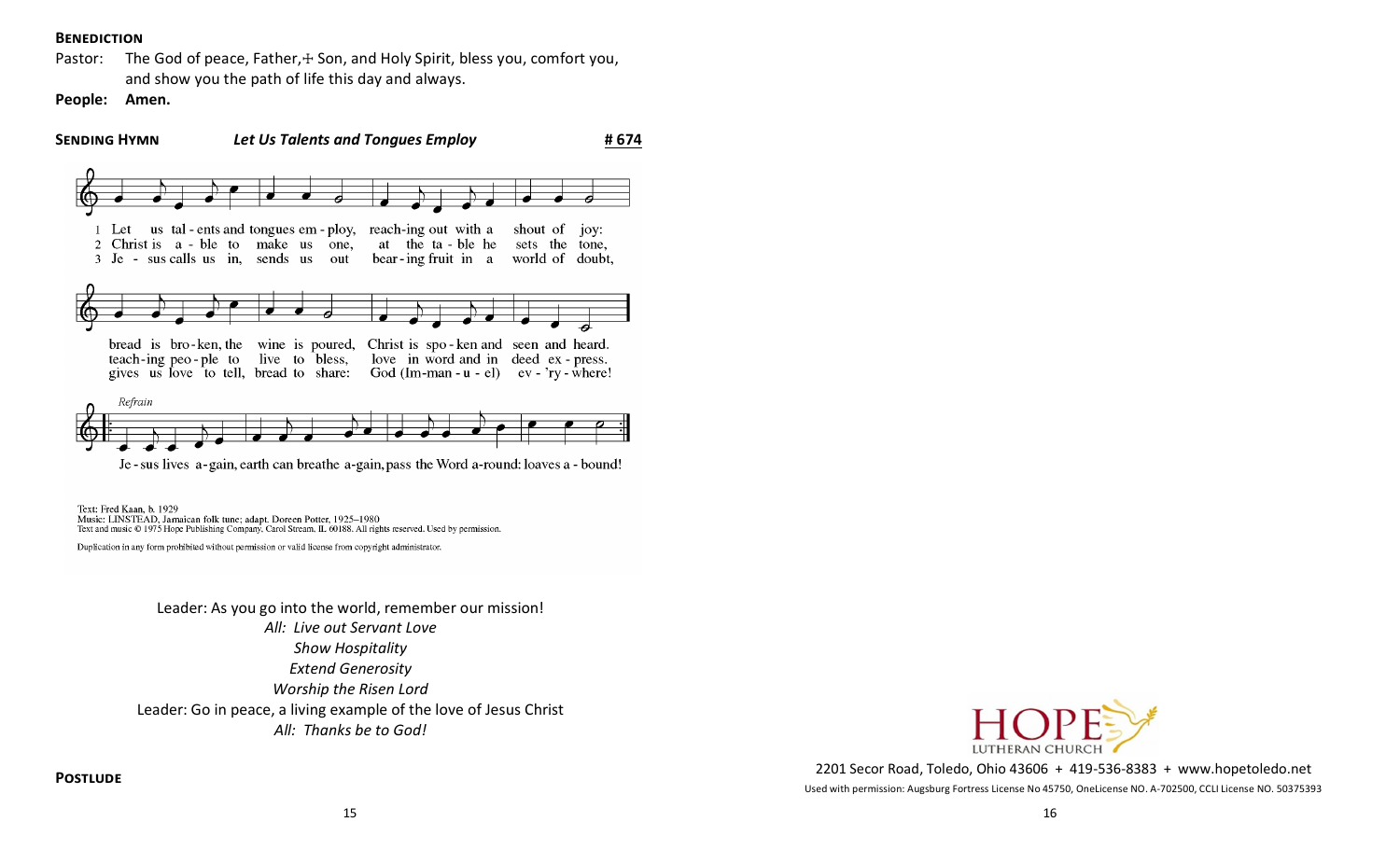**Benediction**

Pastor: The God of peace, Father,☩ Son, and Holy Spirit, bless you, comfort you, and show you the path of life this day and always.

**People: Amen.**

**Sending Hymn** ***Let Us Talents and Tongues Employ*** **# 674**

1 Let us tal - ents and tongues em - ploy, reach-ing out with a shout of joy:
bread is bro - ken, the wine is poured, Christ is spo - ken and seen and heard.

2 Christ is a - ble to make us one, at the ta - ble he sets the tone,
teach-ing peo - ple to live to bless, love in word and in deed ex - press.

3 Je - sus calls us in, sends us out bear - ing fruit in a world of doubt,
gives us love to tell, bread to share: God (Im-man - u - el) ev - 'ry - where!

*Refrain*

Je - sus lives a - gain, earth can breathe a - gain, pass the Word a - round: loaves a - bound!

Text: Fred Kaan, b. 1929
Music: LINSTEAD, Jamaican folk tune; adapt. Doreen Potter, 1925–1980
Text and music © 1975 Hope Publishing Company, Carol Stream, IL 60188. All rights reserved. Used by permission.

Duplication in any form prohibited without permission or valid license from copyright administrator.

Leader: As you go into the world, remember our mission!
*All: Live out Servant Love*
*Show Hospitality*
*Extend Generosity*
*Worship the Risen Lord*
Leader: Go in peace, a living example of the love of Jesus Christ
*All: Thanks be to God!*

**Postlude**

HOPE LUTHERAN CHURCH

2201 Secor Road, Toledo, Ohio 43606 + 419-536-8383 + www.hopetoledo.net

Used with permission: Augsburg Fortress License No 45750, OneLicense NO. A-702500, CCLI License NO. 50375393